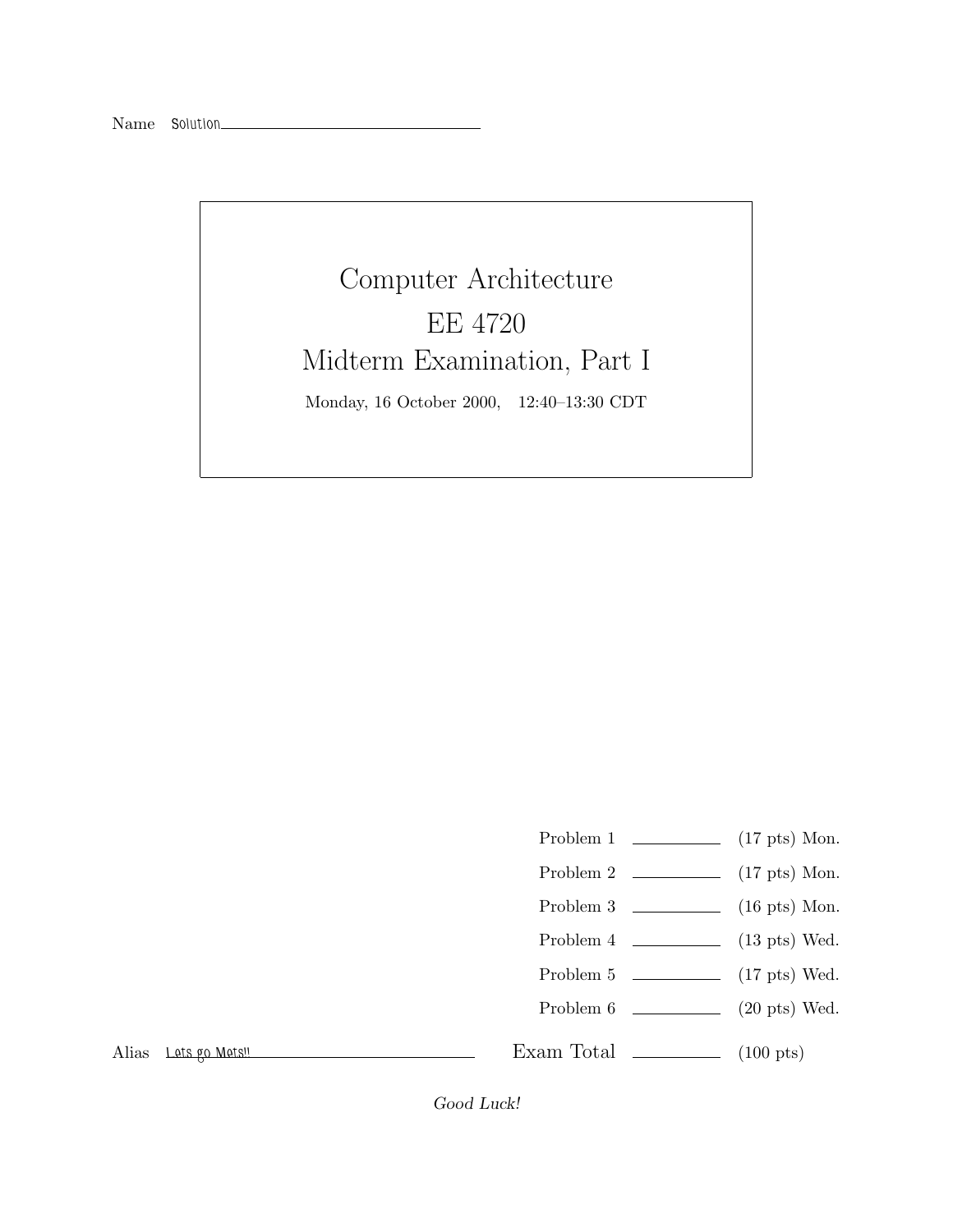Name Solution

# Computer Architecture
# EE 4720
# Midterm Examination, Part I

Monday, 16 October 2000, 12:40–13:30 CDT

| | | |
|---|---|---|
| Problem 1 | | (17 pts) Mon. |
| Problem 2 | | (17 pts) Mon. |
| Problem 3 | | (16 pts) Mon. |
| Problem 4 | | (13 pts) Wed. |
| Problem 5 | | (17 pts) Wed. |
| Problem 6 | | (20 pts) Wed. |
| Exam Total | | (100 pts) |

Alias Lets go Mets!!

*Good Luck!*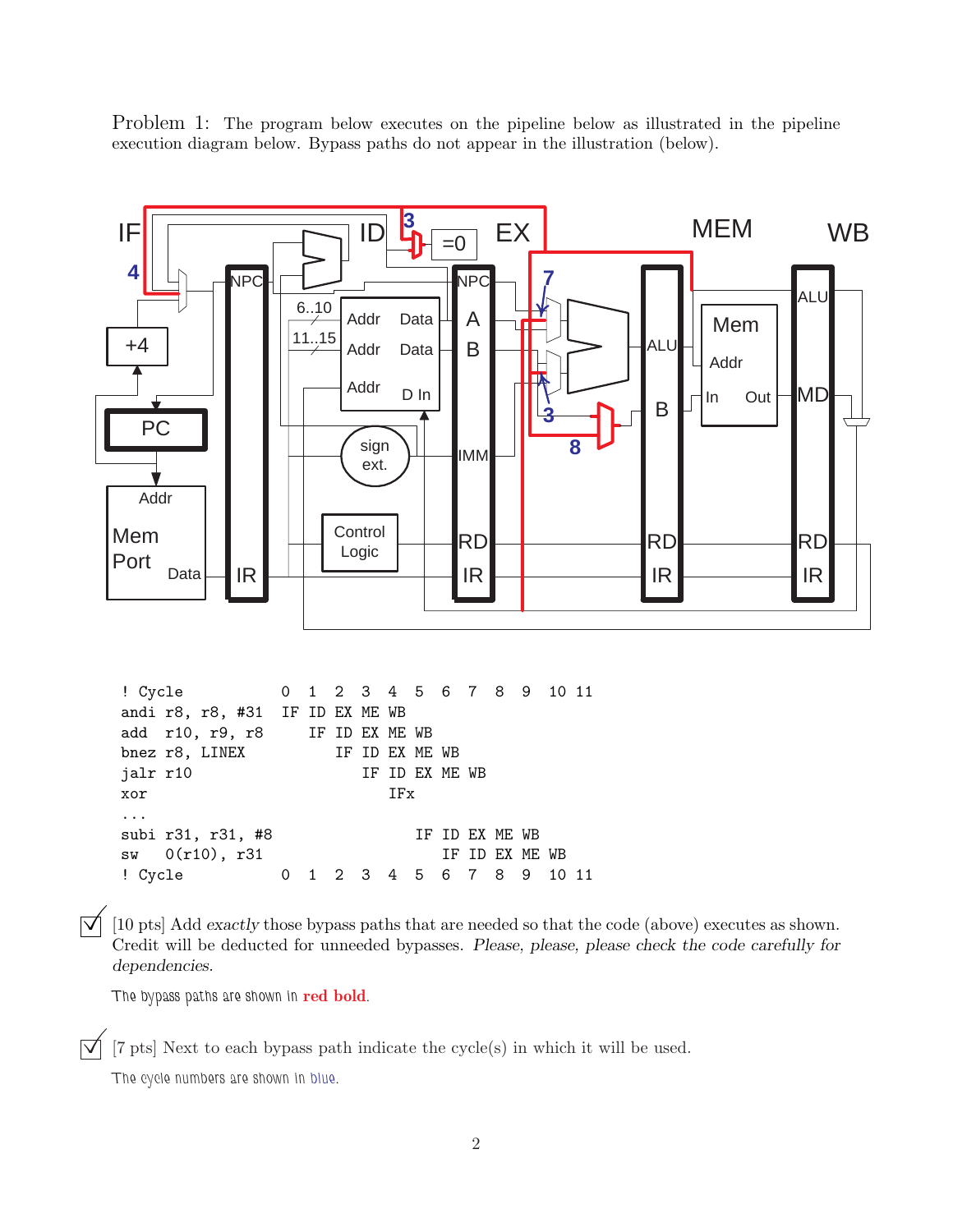Problem 1: The program below executes on the pipeline below as illustrated in the pipeline execution diagram below. Bypass paths do not appear in the illustration (below).

```
! Cycle            0  1  2  3  4  5  6  7  8  9  10 11
andi r8, r8, #31   IF ID EX ME WB
add  r10, r9, r8      IF ID EX ME WB
bnez r8, LINEX           IF ID EX ME WB
jalr r10                    IF ID EX ME WB
xor                            IFx
...
subi r31, r31, #8                 IF ID EX ME WB
sw   0(r10), r31                     IF ID EX ME WB
! Cycle            0  1  2  3  4  5  6  7  8  9  10 11
```

☑ [10 pts] Add *exactly* those bypass paths that are needed so that the code (above) executes as shown. Credit will be deducted for unneeded bypasses. *Please, please, please check the code carefully for dependencies.*

The bypass paths are shown in **red bold**.

☑ [7 pts] Next to each bypass path indicate the cycle(s) in which it will be used.

The cycle numbers are shown in blue.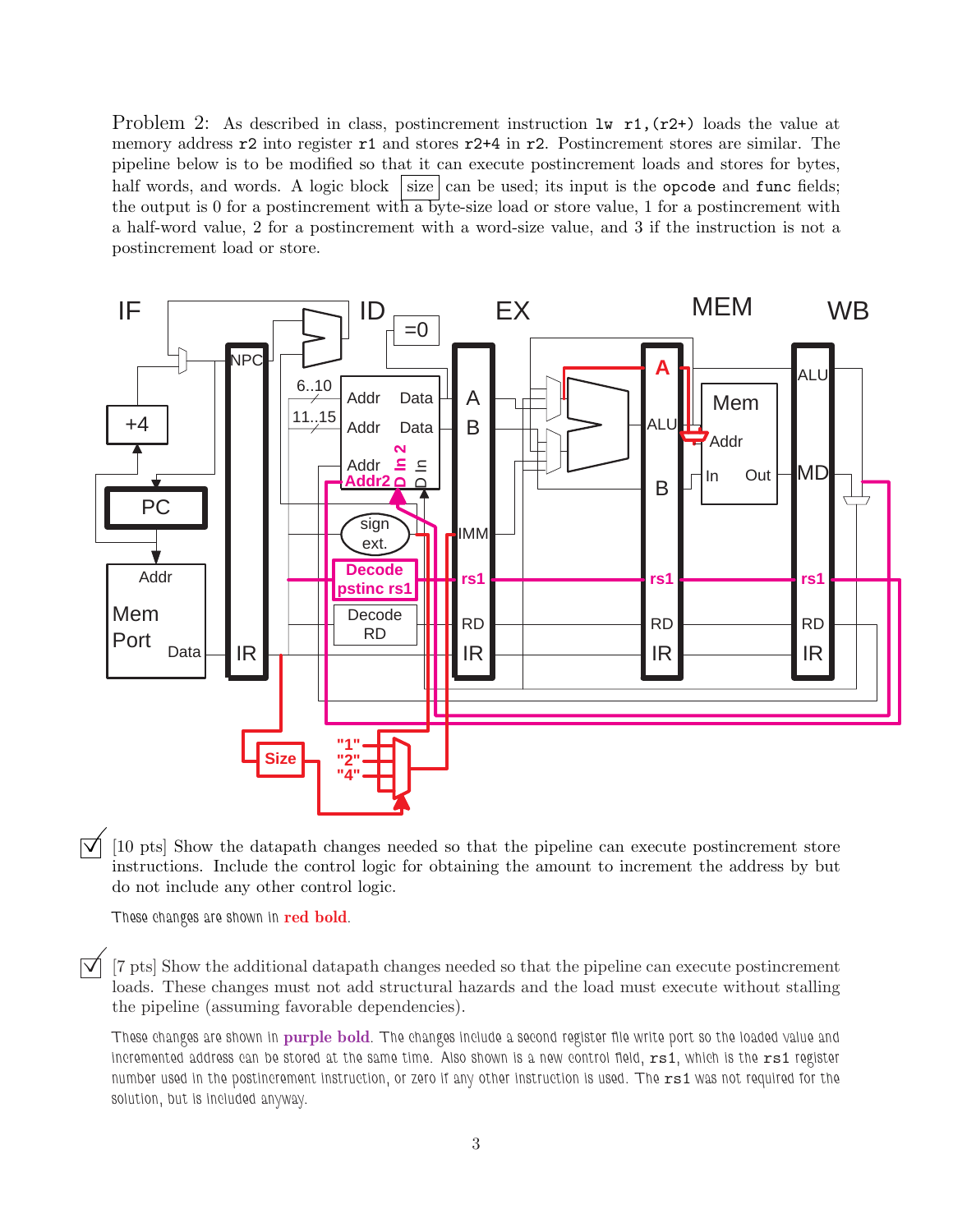Problem 2: As described in class, postincrement instruction `lw r1,(r2+)` loads the value at memory address `r2` into register `r1` and stores `r2+4` in `r2`. Postincrement stores are similar. The pipeline below is to be modified so that it can execute postincrement loads and stores for bytes, half words, and words. A logic block size can be used; its input is the `opcode` and `func` fields; the output is 0 for a postincrement with a byte-size load or store value, 1 for a postincrement with a half-word value, 2 for a postincrement with a word-size value, and 3 if the instruction is not a postincrement load or store.

☑ [10 pts] Show the datapath changes needed so that the pipeline can execute postincrement store instructions. Include the control logic for obtaining the amount to increment the address by but do not include any other control logic.

*These changes are shown in* **red bold**.

☑ [7 pts] Show the additional datapath changes needed so that the pipeline can execute postincrement loads. These changes must not add structural hazards and the load must execute without stalling the pipeline (assuming favorable dependencies).

*These changes are shown in* **purple bold**. *The changes include a second register file write port so the loaded value and incremented address can be stored at the same time. Also shown is a new control field,* `rs1`, *which is the* `rs1` *register number used in the postincrement instruction, or zero if any other instruction is used. The* `rs1` *was not required for the solution, but is included anyway.*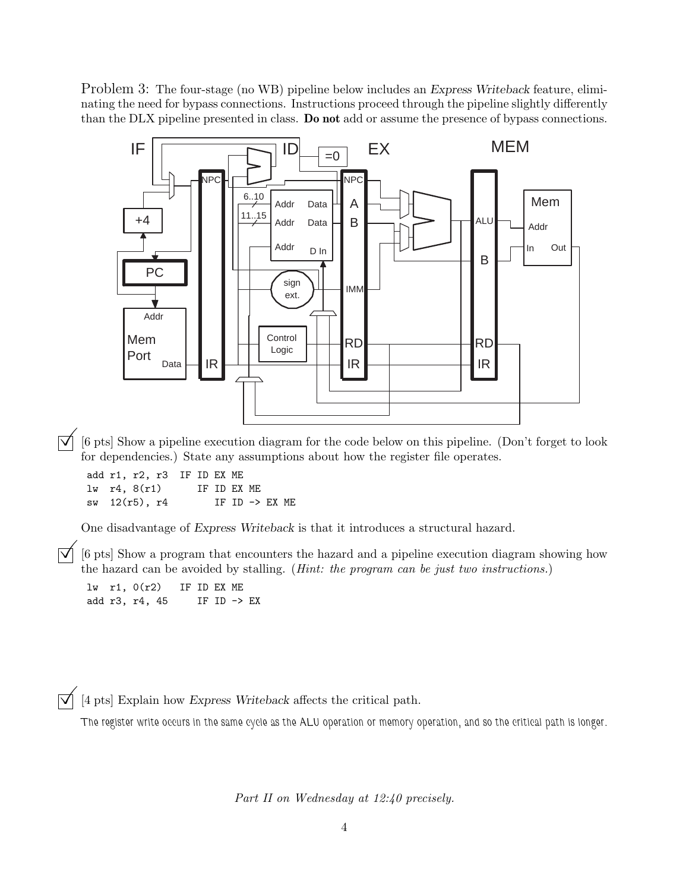Problem 3: The four-stage (no WB) pipeline below includes an *Express Writeback* feature, eliminating the need for bypass connections. Instructions proceed through the pipeline slightly differently than the DLX pipeline presented in class. **Do not** add or assume the presence of bypass connections.

☑ [6 pts] Show a pipeline execution diagram for the code below on this pipeline. (Don't forget to look for dependencies.) State any assumptions about how the register file operates.

```
add r1, r2, r3  IF ID EX ME
lw  r4, 8(r1)      IF ID EX ME
sw  12(r5), r4        IF ID -> EX ME
```

One disadvantage of *Express Writeback* is that it introduces a structural hazard.

☑ [6 pts] Show a program that encounters the hazard and a pipeline execution diagram showing how the hazard can be avoided by stalling. (*Hint: the program can be just two instructions.*)

```
lw  r1, 0(r2)   IF ID EX ME
add r3, r4, 45     IF ID -> EX
```

☑ [4 pts] Explain how *Express Writeback* affects the critical path.

The register write occurs in the same cycle as the ALU operation or memory operation, and so the critical path is longer.

*Part II on Wednesday at 12:40 precisely.*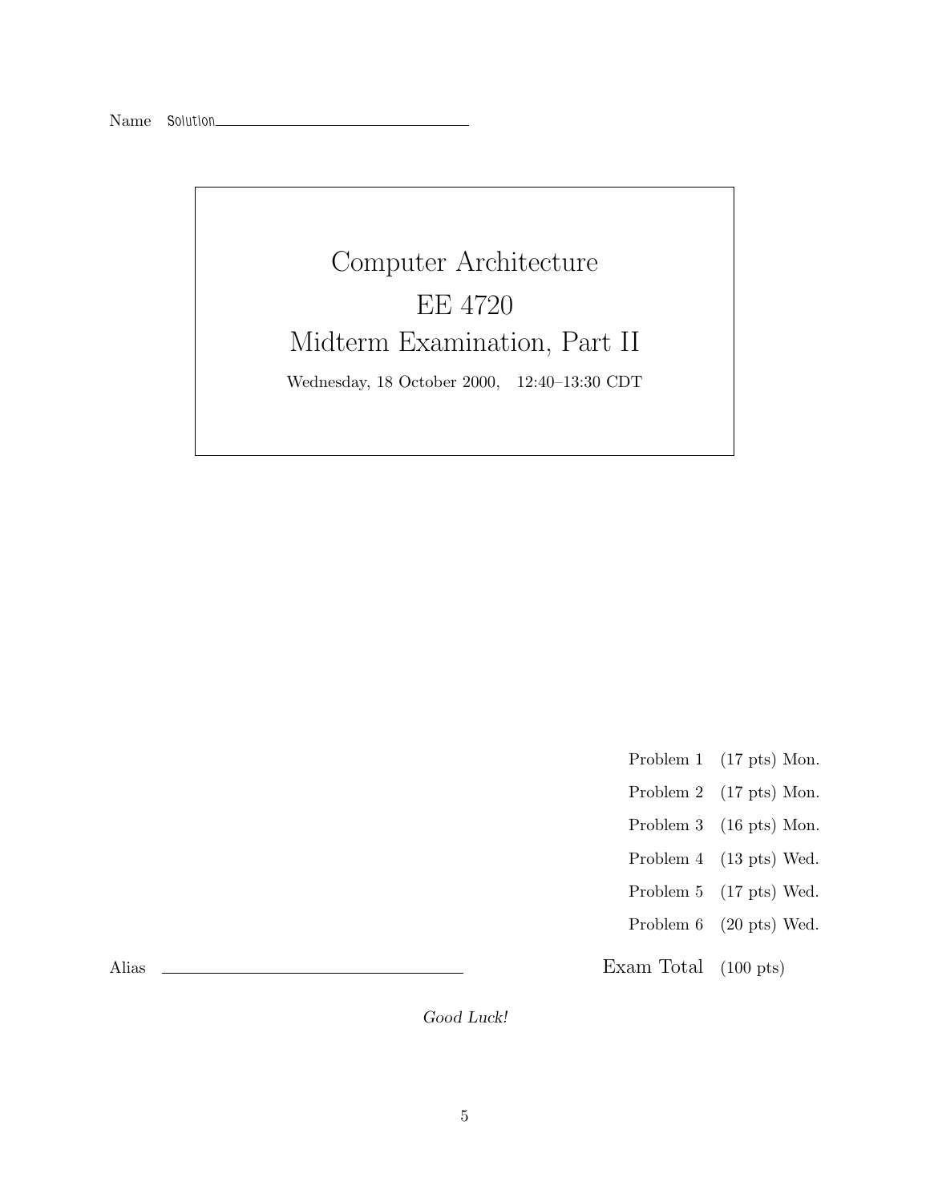Name Solution

# Computer Architecture

# EE 4720

# Midterm Examination, Part II

Wednesday, 18 October 2000, 12:40–13:30 CDT

| | |
|---|---|
| Problem 1 | (17 pts) Mon. |
| Problem 2 | (17 pts) Mon. |
| Problem 3 | (16 pts) Mon. |
| Problem 4 | (13 pts) Wed. |
| Problem 5 | (17 pts) Wed. |
| Problem 6 | (20 pts) Wed. |
| Exam Total | (100 pts) |

Alias

*Good Luck!*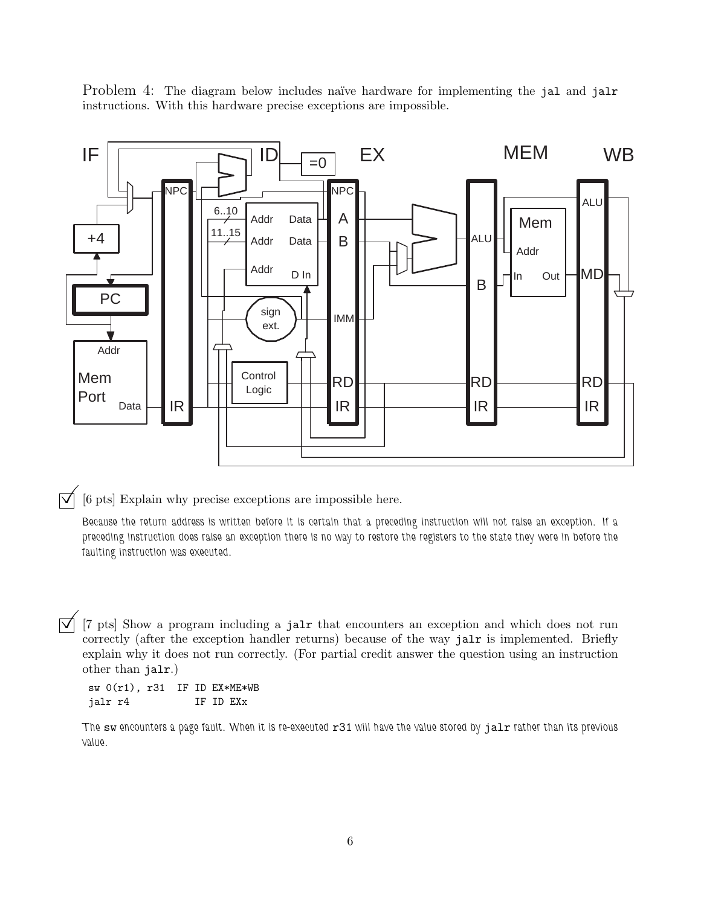Problem 4: The diagram below includes naïve hardware for implementing the jal and jalr instructions. With this hardware precise exceptions are impossible.

☑ [6 pts] Explain why precise exceptions are impossible here.

*Because the return address is written before it is certain that a preceding instruction will not raise an exception. If a preceding instruction does raise an exception there is no way to restore the registers to the state they were in before the faulting instruction was executed.*

☑ [7 pts] Show a program including a jalr that encounters an exception and which does not run correctly (after the exception handler returns) because of the way jalr is implemented. Briefly explain why it does not run correctly. (For partial credit answer the question using an instruction other than jalr.)

```
sw 0(r1), r31  IF ID EX*ME*WB
jalr r4           IF ID EXx
```

*The sw encounters a page fault. When it is re-executed r31 will have the value stored by jalr rather than its previous value.*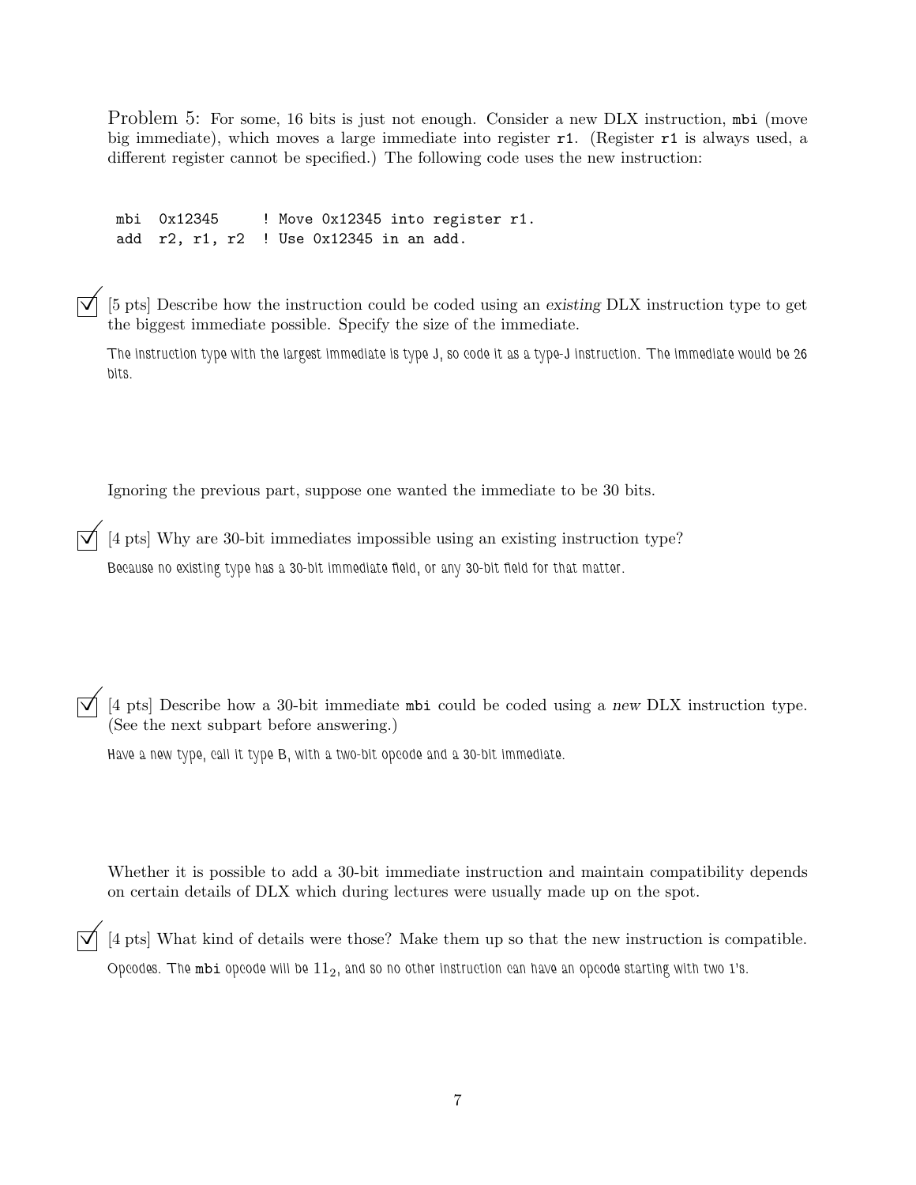Problem 5: For some, 16 bits is just not enough. Consider a new DLX instruction, `mbi` (move big immediate), which moves a large immediate into register `r1`. (Register `r1` is always used, a different register cannot be specified.) The following code uses the new instruction:

```
mbi  0x12345     ! Move 0x12345 into register r1.
add  r2, r1, r2  ! Use 0x12345 in an add.
```

☑ [5 pts] Describe how the instruction could be coded using an *existing* DLX instruction type to get the biggest immediate possible. Specify the size of the immediate.

*The instruction type with the largest immediate is type J, so code it as a type-J instruction. The immediate would be 26 bits.*

Ignoring the previous part, suppose one wanted the immediate to be 30 bits.

☑ [4 pts] Why are 30-bit immediates impossible using an existing instruction type?

*Because no existing type has a 30-bit immediate field, or any 30-bit field for that matter.*

☑ [4 pts] Describe how a 30-bit immediate `mbi` could be coded using a *new* DLX instruction type. (See the next subpart before answering.)

*Have a new type, call it type B, with a two-bit opcode and a 30-bit immediate.*

Whether it is possible to add a 30-bit immediate instruction and maintain compatibility depends on certain details of DLX which during lectures were usually made up on the spot.

☑ [4 pts] What kind of details were those? Make them up so that the new instruction is compatible.

*Opcodes. The `mbi` opcode will be $11_2$, and so no other instruction can have an opcode starting with two 1's.*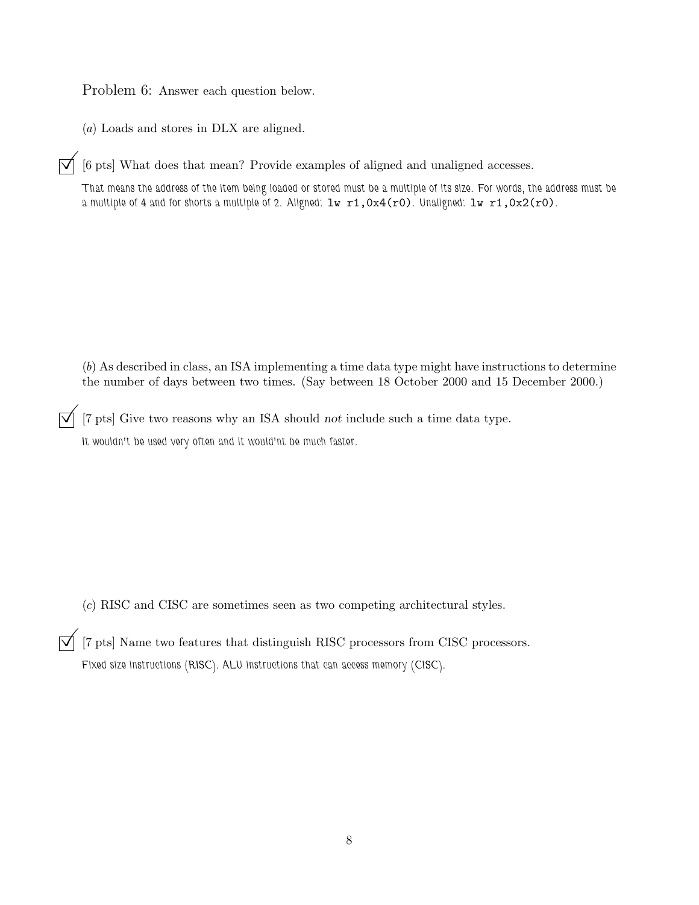Problem 6: Answer each question below.

(*a*) Loads and stores in DLX are aligned.

☑ [6 pts] What does that mean? Provide examples of aligned and unaligned accesses.

That means the address of the item being loaded or stored must be a multiple of its size. For words, the address must be a multiple of 4 and for shorts a multiple of 2. Aligned: `lw r1,0x4(r0)`. Unaligned: `lw r1,0x2(r0)`.

(*b*) As described in class, an ISA implementing a time data type might have instructions to determine the number of days between two times. (Say between 18 October 2000 and 15 December 2000.)

☑ [7 pts] Give two reasons why an ISA should *not* include such a time data type.

It wouldn't be used very often and it would'nt be much faster.

(*c*) RISC and CISC are sometimes seen as two competing architectural styles.

☑ [7 pts] Name two features that distinguish RISC processors from CISC processors.

Fixed size instructions (RISC). ALU instructions that can access memory (CISC).